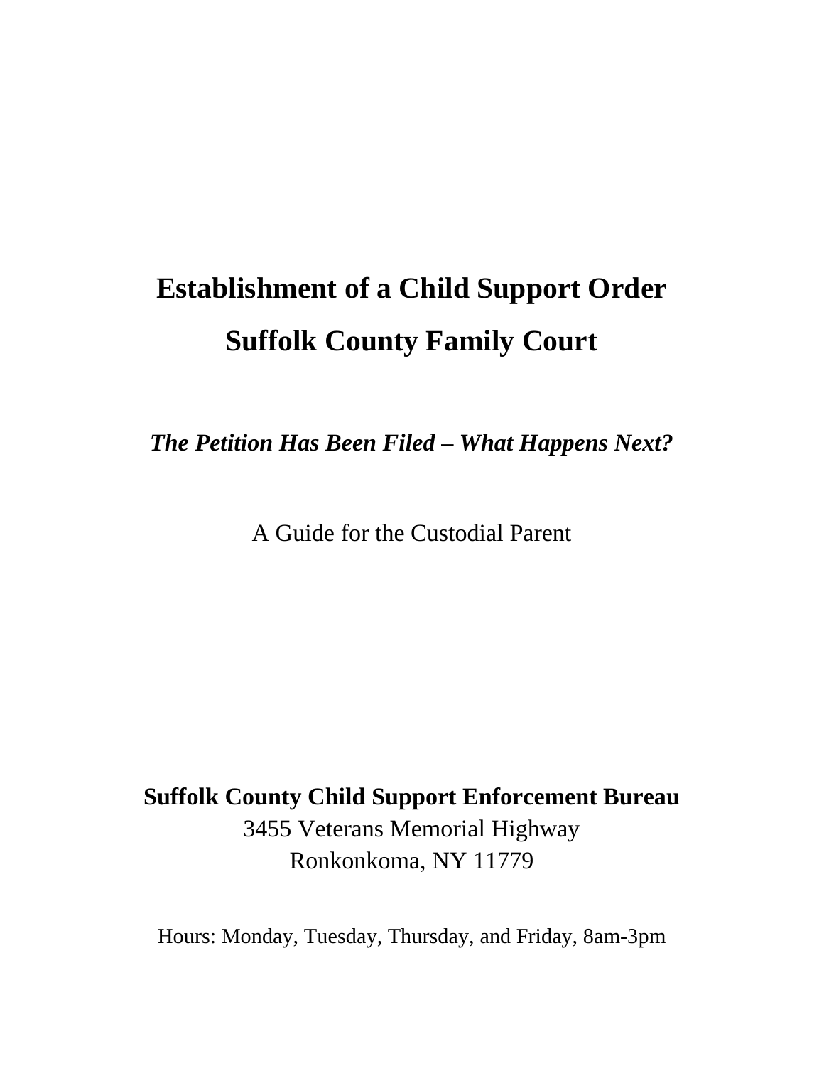# Establishment of a Child Support Order
# Suffolk County Family Court

***The Petition Has Been Filed – What Happens Next?***

A Guide for the Custodial Parent

**Suffolk County Child Support Enforcement Bureau**
3455 Veterans Memorial Highway
Ronkonkoma, NY 11779

Hours: Monday, Tuesday, Thursday, and Friday, 8am-3pm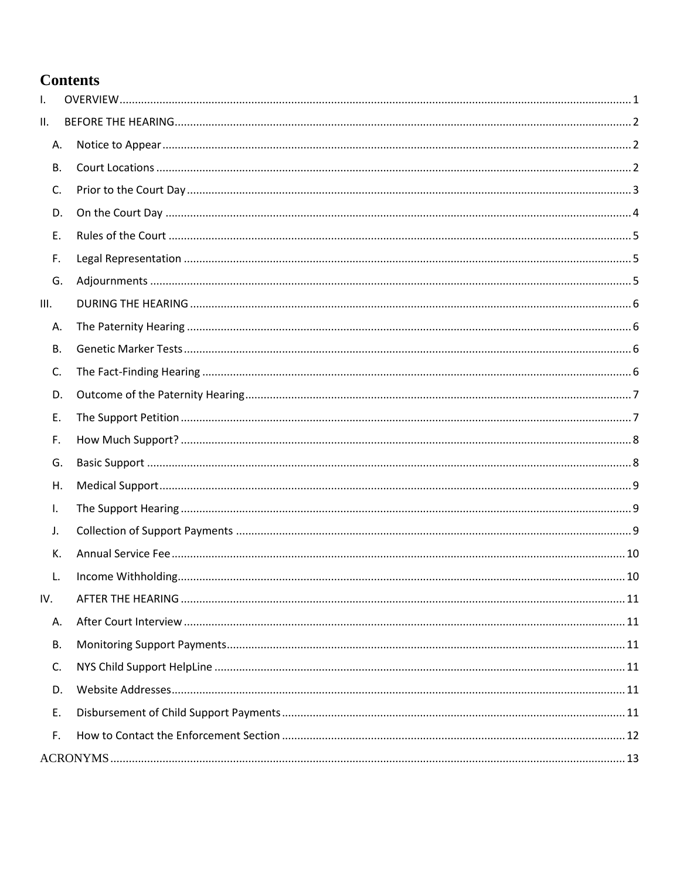# Contents

- I. OVERVIEW ..... 1
- II. BEFORE THE HEARING ..... 2
  - A. Notice to Appear ..... 2
  - B. Court Locations ..... 2
  - C. Prior to the Court Day ..... 3
  - D. On the Court Day ..... 4
  - E. Rules of the Court ..... 5
  - F. Legal Representation ..... 5
  - G. Adjournments ..... 5
- III. DURING THE HEARING ..... 6
  - A. The Paternity Hearing ..... 6
  - B. Genetic Marker Tests ..... 6
  - C. The Fact-Finding Hearing ..... 6
  - D. Outcome of the Paternity Hearing ..... 7
  - E. The Support Petition ..... 7
  - F. How Much Support? ..... 8
  - G. Basic Support ..... 8
  - H. Medical Support ..... 9
  - I. The Support Hearing ..... 9
  - J. Collection of Support Payments ..... 9
  - K. Annual Service Fee ..... 10
  - L. Income Withholding ..... 10
- IV. AFTER THE HEARING ..... 11
  - A. After Court Interview ..... 11
  - B. Monitoring Support Payments ..... 11
  - C. NYS Child Support HelpLine ..... 11
  - D. Website Addresses ..... 11
  - E. Disbursement of Child Support Payments ..... 11
  - F. How to Contact the Enforcement Section ..... 12
- ACRONYMS ..... 13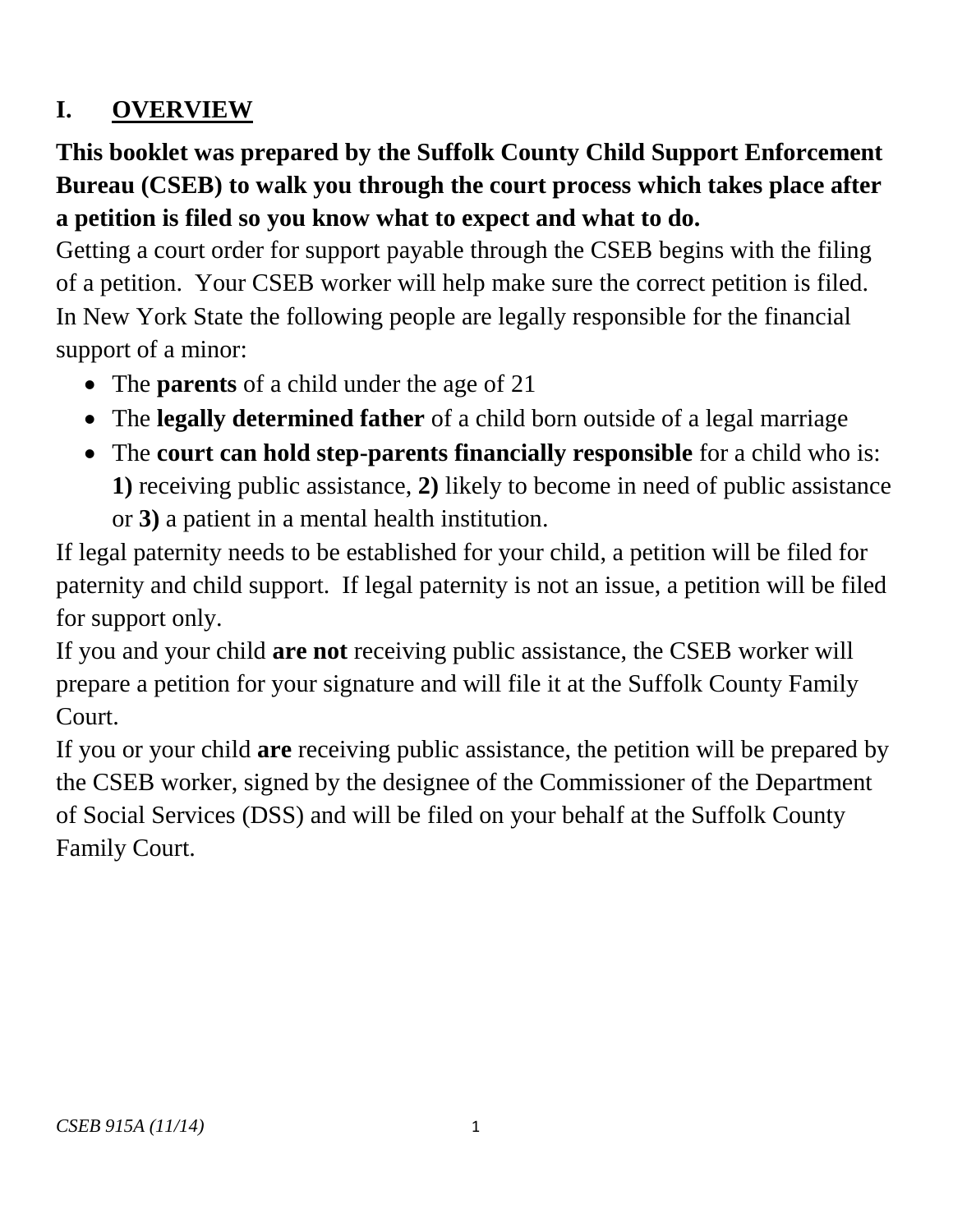## I. OVERVIEW

**This booklet was prepared by the Suffolk County Child Support Enforcement Bureau (CSEB) to walk you through the court process which takes place after a petition is filed so you know what to expect and what to do.**

Getting a court order for support payable through the CSEB begins with the filing of a petition. Your CSEB worker will help make sure the correct petition is filed.

In New York State the following people are legally responsible for the financial support of a minor:

- The **parents** of a child under the age of 21
- The **legally determined father** of a child born outside of a legal marriage
- The **court can hold step-parents financially responsible** for a child who is: **1)** receiving public assistance, **2)** likely to become in need of public assistance or **3)** a patient in a mental health institution.

If legal paternity needs to be established for your child, a petition will be filed for paternity and child support. If legal paternity is not an issue, a petition will be filed for support only.

If you and your child **are not** receiving public assistance, the CSEB worker will prepare a petition for your signature and will file it at the Suffolk County Family Court.

If you or your child **are** receiving public assistance, the petition will be prepared by the CSEB worker, signed by the designee of the Commissioner of the Department of Social Services (DSS) and will be filed on your behalf at the Suffolk County Family Court.

*CSEB 915A (11/14)*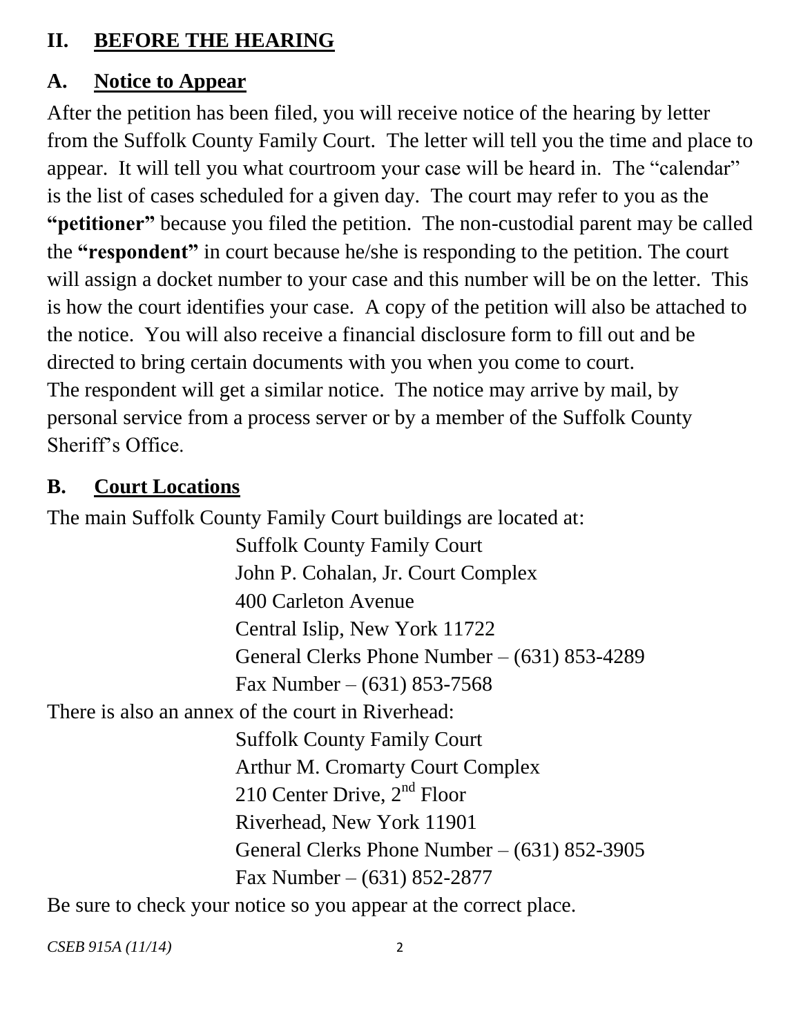## II. BEFORE THE HEARING

### A. Notice to Appear

After the petition has been filed, you will receive notice of the hearing by letter from the Suffolk County Family Court. The letter will tell you the time and place to appear. It will tell you what courtroom your case will be heard in. The "calendar" is the list of cases scheduled for a given day. The court may refer to you as the **"petitioner"** because you filed the petition. The non-custodial parent may be called the **"respondent"** in court because he/she is responding to the petition. The court will assign a docket number to your case and this number will be on the letter. This is how the court identifies your case. A copy of the petition will also be attached to the notice. You will also receive a financial disclosure form to fill out and be directed to bring certain documents with you when you come to court.
The respondent will get a similar notice. The notice may arrive by mail, by personal service from a process server or by a member of the Suffolk County Sheriff's Office.

### B. Court Locations

The main Suffolk County Family Court buildings are located at:

Suffolk County Family Court
John P. Cohalan, Jr. Court Complex
400 Carleton Avenue
Central Islip, New York 11722
General Clerks Phone Number – (631) 853-4289
Fax Number – (631) 853-7568

There is also an annex of the court in Riverhead:

Suffolk County Family Court
Arthur M. Cromarty Court Complex
210 Center Drive, 2nd Floor
Riverhead, New York 11901
General Clerks Phone Number – (631) 852-3905
Fax Number – (631) 852-2877

Be sure to check your notice so you appear at the correct place.

*CSEB 915A (11/14)*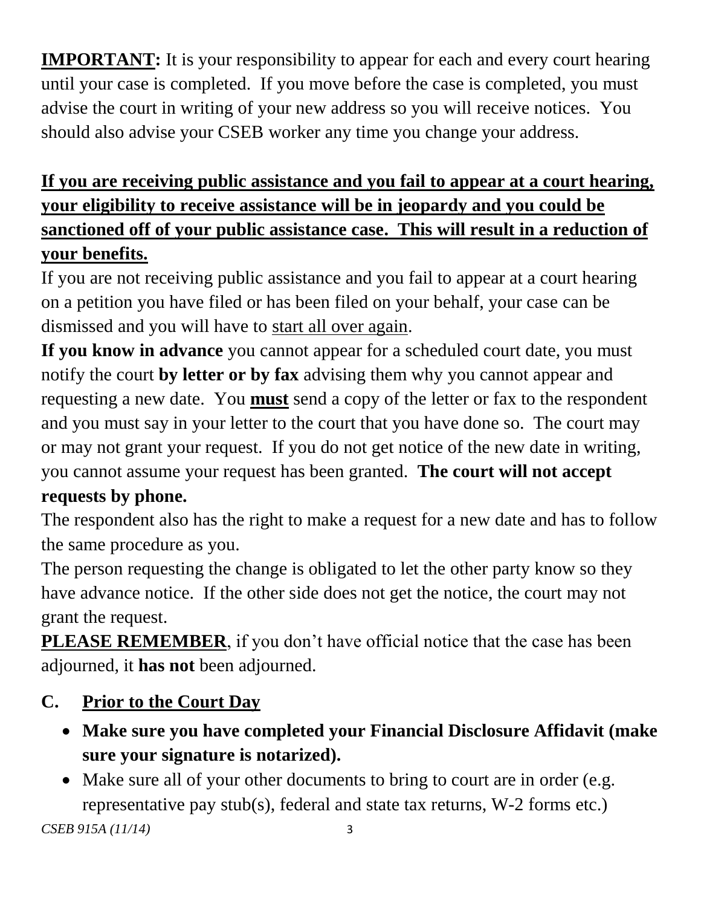**IMPORTANT:** It is your responsibility to appear for each and every court hearing until your case is completed. If you move before the case is completed, you must advise the court in writing of your new address so you will receive notices. You should also advise your CSEB worker any time you change your address.

**If you are receiving public assistance and you fail to appear at a court hearing, your eligibility to receive assistance will be in jeopardy and you could be sanctioned off of your public assistance case. This will result in a reduction of your benefits.**

If you are not receiving public assistance and you fail to appear at a court hearing on a petition you have filed or has been filed on your behalf, your case can be dismissed and you will have to start all over again.

**If you know in advance** you cannot appear for a scheduled court date, you must notify the court **by letter or by fax** advising them why you cannot appear and requesting a new date. You **must** send a copy of the letter or fax to the respondent and you must say in your letter to the court that you have done so. The court may or may not grant your request. If you do not get notice of the new date in writing, you cannot assume your request has been granted. **The court will not accept requests by phone.**

The respondent also has the right to make a request for a new date and has to follow the same procedure as you.

The person requesting the change is obligated to let the other party know so they have advance notice. If the other side does not get the notice, the court may not grant the request.

**PLEASE REMEMBER**, if you don't have official notice that the case has been adjourned, it **has not** been adjourned.

## C. Prior to the Court Day

- **Make sure you have completed your Financial Disclosure Affidavit (make sure your signature is notarized).**
- Make sure all of your other documents to bring to court are in order (e.g. representative pay stub(s), federal and state tax returns, W-2 forms etc.)

*CSEB 915A (11/14)*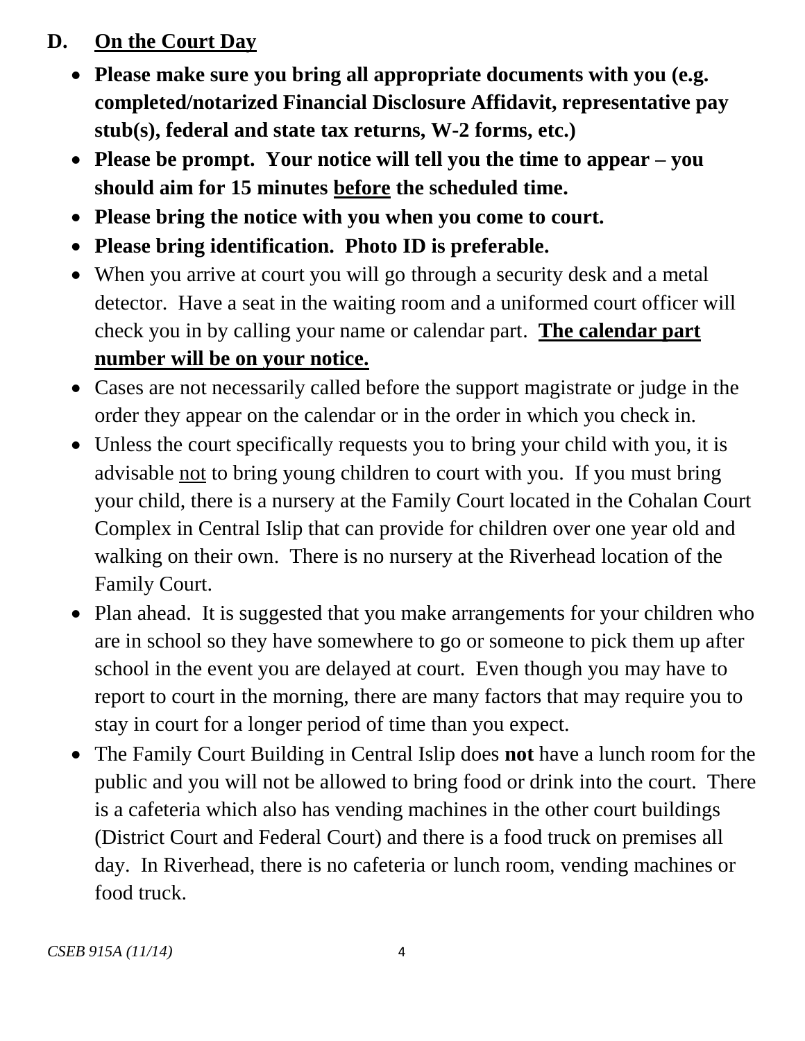## D. <u>On the Court Day</u>

- **Please make sure you bring all appropriate documents with you (e.g. completed/notarized Financial Disclosure Affidavit, representative pay stub(s), federal and state tax returns, W-2 forms, etc.)**
- **Please be prompt. Your notice will tell you the time to appear – you should aim for 15 minutes <u>before</u> the scheduled time.**
- **Please bring the notice with you when you come to court.**
- **Please bring identification. Photo ID is preferable.**
- When you arrive at court you will go through a security desk and a metal detector. Have a seat in the waiting room and a uniformed court officer will check you in by calling your name or calendar part. **<u>The calendar part number will be on your notice.</u>**
- Cases are not necessarily called before the support magistrate or judge in the order they appear on the calendar or in the order in which you check in.
- Unless the court specifically requests you to bring your child with you, it is advisable <u>not</u> to bring young children to court with you. If you must bring your child, there is a nursery at the Family Court located in the Cohalan Court Complex in Central Islip that can provide for children over one year old and walking on their own. There is no nursery at the Riverhead location of the Family Court.
- Plan ahead. It is suggested that you make arrangements for your children who are in school so they have somewhere to go or someone to pick them up after school in the event you are delayed at court. Even though you may have to report to court in the morning, there are many factors that may require you to stay in court for a longer period of time than you expect.
- The Family Court Building in Central Islip does **not** have a lunch room for the public and you will not be allowed to bring food or drink into the court. There is a cafeteria which also has vending machines in the other court buildings (District Court and Federal Court) and there is a food truck on premises all day. In Riverhead, there is no cafeteria or lunch room, vending machines or food truck.

*CSEB 915A (11/14)*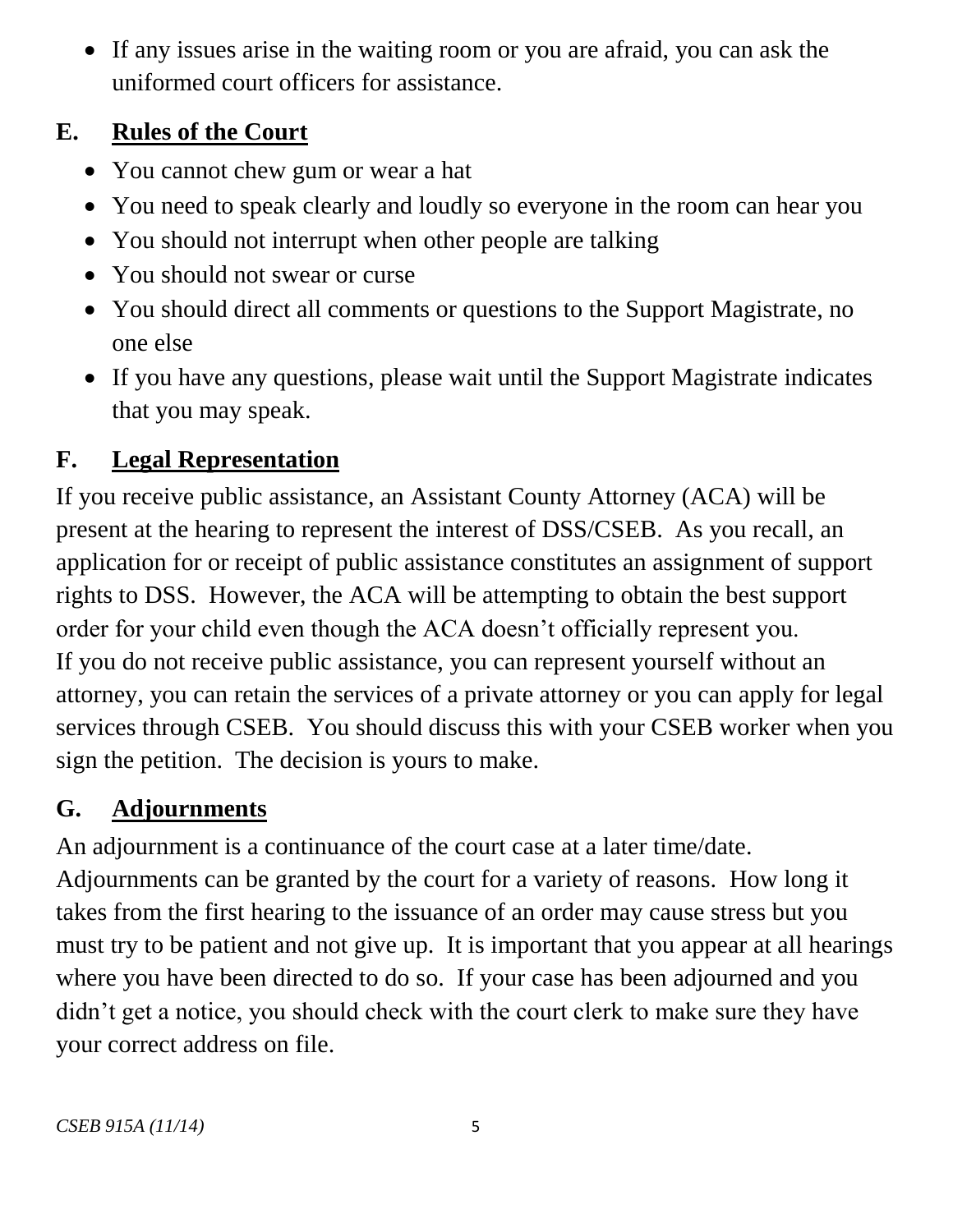- If any issues arise in the waiting room or you are afraid, you can ask the uniformed court officers for assistance.

## E. Rules of the Court

- You cannot chew gum or wear a hat
- You need to speak clearly and loudly so everyone in the room can hear you
- You should not interrupt when other people are talking
- You should not swear or curse
- You should direct all comments or questions to the Support Magistrate, no one else
- If you have any questions, please wait until the Support Magistrate indicates that you may speak.

## F. Legal Representation

If you receive public assistance, an Assistant County Attorney (ACA) will be present at the hearing to represent the interest of DSS/CSEB. As you recall, an application for or receipt of public assistance constitutes an assignment of support rights to DSS. However, the ACA will be attempting to obtain the best support order for your child even though the ACA doesn't officially represent you.
If you do not receive public assistance, you can represent yourself without an attorney, you can retain the services of a private attorney or you can apply for legal services through CSEB. You should discuss this with your CSEB worker when you sign the petition. The decision is yours to make.

## G. Adjournments

An adjournment is a continuance of the court case at a later time/date. Adjournments can be granted by the court for a variety of reasons. How long it takes from the first hearing to the issuance of an order may cause stress but you must try to be patient and not give up. It is important that you appear at all hearings where you have been directed to do so. If your case has been adjourned and you didn't get a notice, you should check with the court clerk to make sure they have your correct address on file.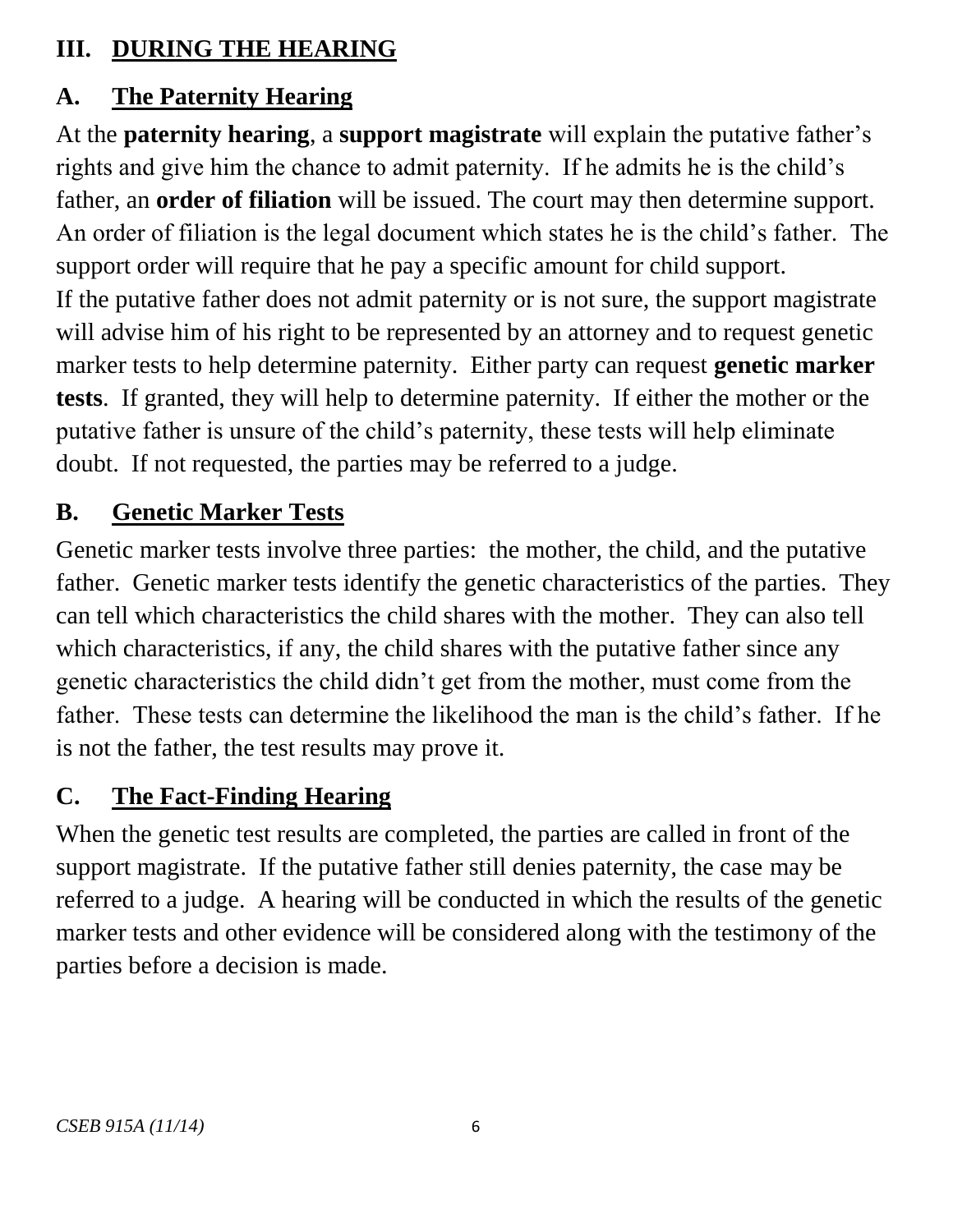## III. <u>DURING THE HEARING</u>

### A. <u>The Paternity Hearing</u>

At the **paternity hearing**, a **support magistrate** will explain the putative father's rights and give him the chance to admit paternity. If he admits he is the child's father, an **order of filiation** will be issued. The court may then determine support. An order of filiation is the legal document which states he is the child's father. The support order will require that he pay a specific amount for child support.

If the putative father does not admit paternity or is not sure, the support magistrate will advise him of his right to be represented by an attorney and to request genetic marker tests to help determine paternity. Either party can request **genetic marker tests**. If granted, they will help to determine paternity. If either the mother or the putative father is unsure of the child's paternity, these tests will help eliminate doubt. If not requested, the parties may be referred to a judge.

### B. <u>Genetic Marker Tests</u>

Genetic marker tests involve three parties: the mother, the child, and the putative father. Genetic marker tests identify the genetic characteristics of the parties. They can tell which characteristics the child shares with the mother. They can also tell which characteristics, if any, the child shares with the putative father since any genetic characteristics the child didn't get from the mother, must come from the father. These tests can determine the likelihood the man is the child's father. If he is not the father, the test results may prove it.

### C. <u>The Fact-Finding Hearing</u>

When the genetic test results are completed, the parties are called in front of the support magistrate. If the putative father still denies paternity, the case may be referred to a judge. A hearing will be conducted in which the results of the genetic marker tests and other evidence will be considered along with the testimony of the parties before a decision is made.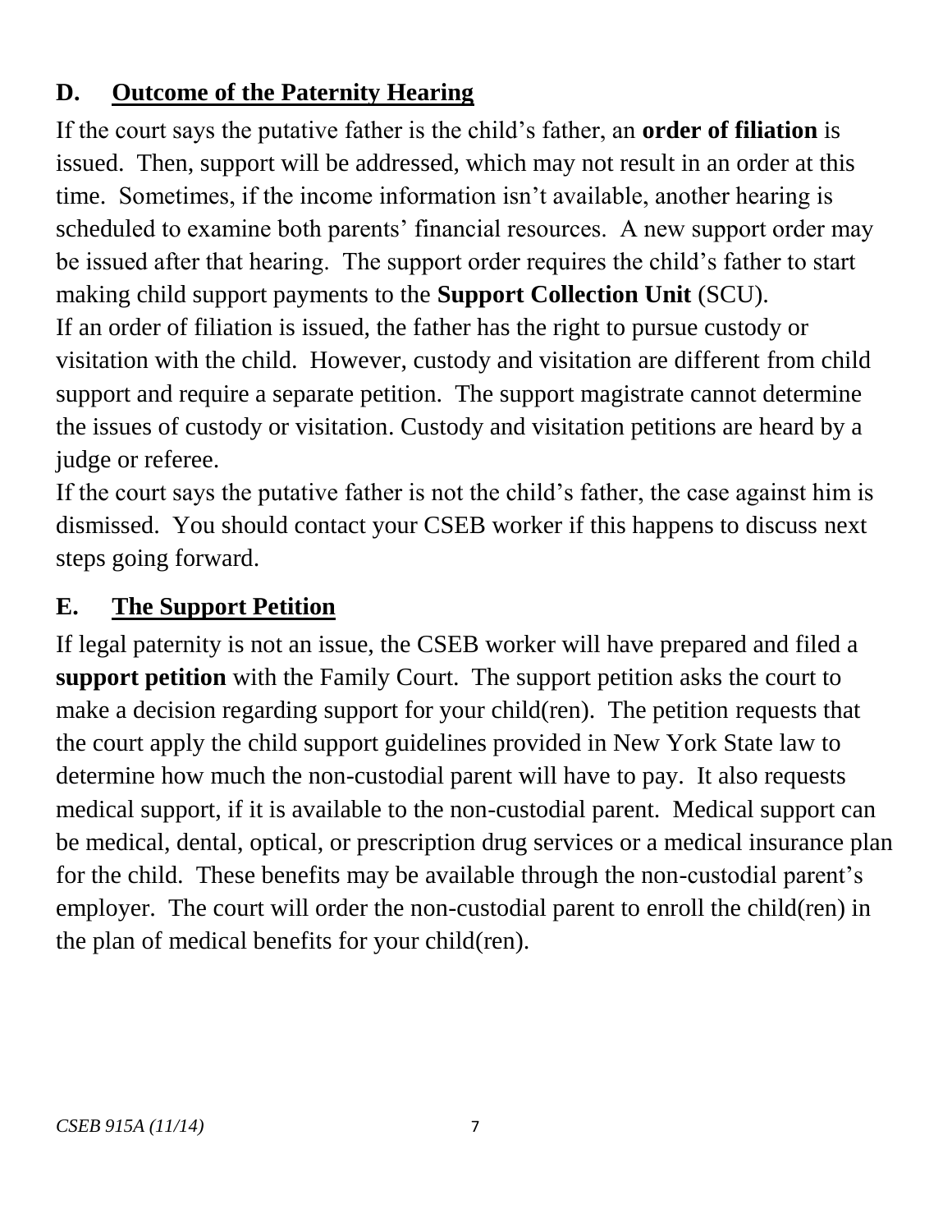## D. Outcome of the Paternity Hearing

If the court says the putative father is the child's father, an **order of filiation** is issued. Then, support will be addressed, which may not result in an order at this time. Sometimes, if the income information isn't available, another hearing is scheduled to examine both parents' financial resources. A new support order may be issued after that hearing. The support order requires the child's father to start making child support payments to the **Support Collection Unit** (SCU).

If an order of filiation is issued, the father has the right to pursue custody or visitation with the child. However, custody and visitation are different from child support and require a separate petition. The support magistrate cannot determine the issues of custody or visitation. Custody and visitation petitions are heard by a judge or referee.

If the court says the putative father is not the child's father, the case against him is dismissed. You should contact your CSEB worker if this happens to discuss next steps going forward.

## E. The Support Petition

If legal paternity is not an issue, the CSEB worker will have prepared and filed a **support petition** with the Family Court. The support petition asks the court to make a decision regarding support for your child(ren). The petition requests that the court apply the child support guidelines provided in New York State law to determine how much the non-custodial parent will have to pay. It also requests medical support, if it is available to the non-custodial parent. Medical support can be medical, dental, optical, or prescription drug services or a medical insurance plan for the child. These benefits may be available through the non-custodial parent's employer. The court will order the non-custodial parent to enroll the child(ren) in the plan of medical benefits for your child(ren).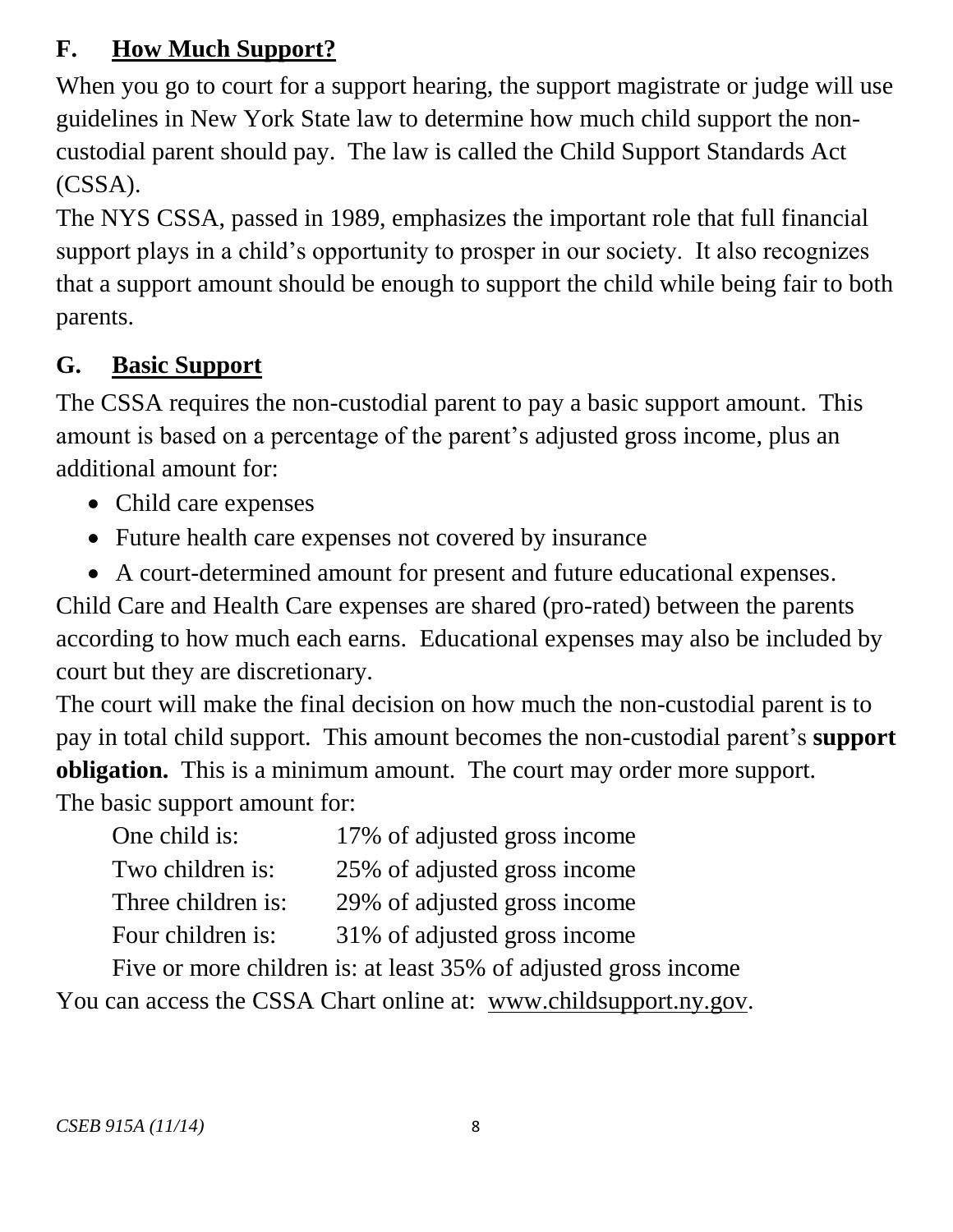## F. How Much Support?

When you go to court for a support hearing, the support magistrate or judge will use guidelines in New York State law to determine how much child support the non-custodial parent should pay. The law is called the Child Support Standards Act (CSSA).

The NYS CSSA, passed in 1989, emphasizes the important role that full financial support plays in a child's opportunity to prosper in our society. It also recognizes that a support amount should be enough to support the child while being fair to both parents.

## G. Basic Support

The CSSA requires the non-custodial parent to pay a basic support amount. This amount is based on a percentage of the parent's adjusted gross income, plus an additional amount for:

- Child care expenses
- Future health care expenses not covered by insurance
- A court-determined amount for present and future educational expenses.

Child Care and Health Care expenses are shared (pro-rated) between the parents according to how much each earns. Educational expenses may also be included by court but they are discretionary.

The court will make the final decision on how much the non-custodial parent is to pay in total child support. This amount becomes the non-custodial parent's **support obligation.** This is a minimum amount. The court may order more support.

The basic support amount for:

| | |
|---|---|
| One child is: | 17% of adjusted gross income |
| Two children is: | 25% of adjusted gross income |
| Three children is: | 29% of adjusted gross income |
| Four children is: | 31% of adjusted gross income |

Five or more children is: at least 35% of adjusted gross income

You can access the CSSA Chart online at: www.childsupport.ny.gov.

*CSEB 915A (11/14)*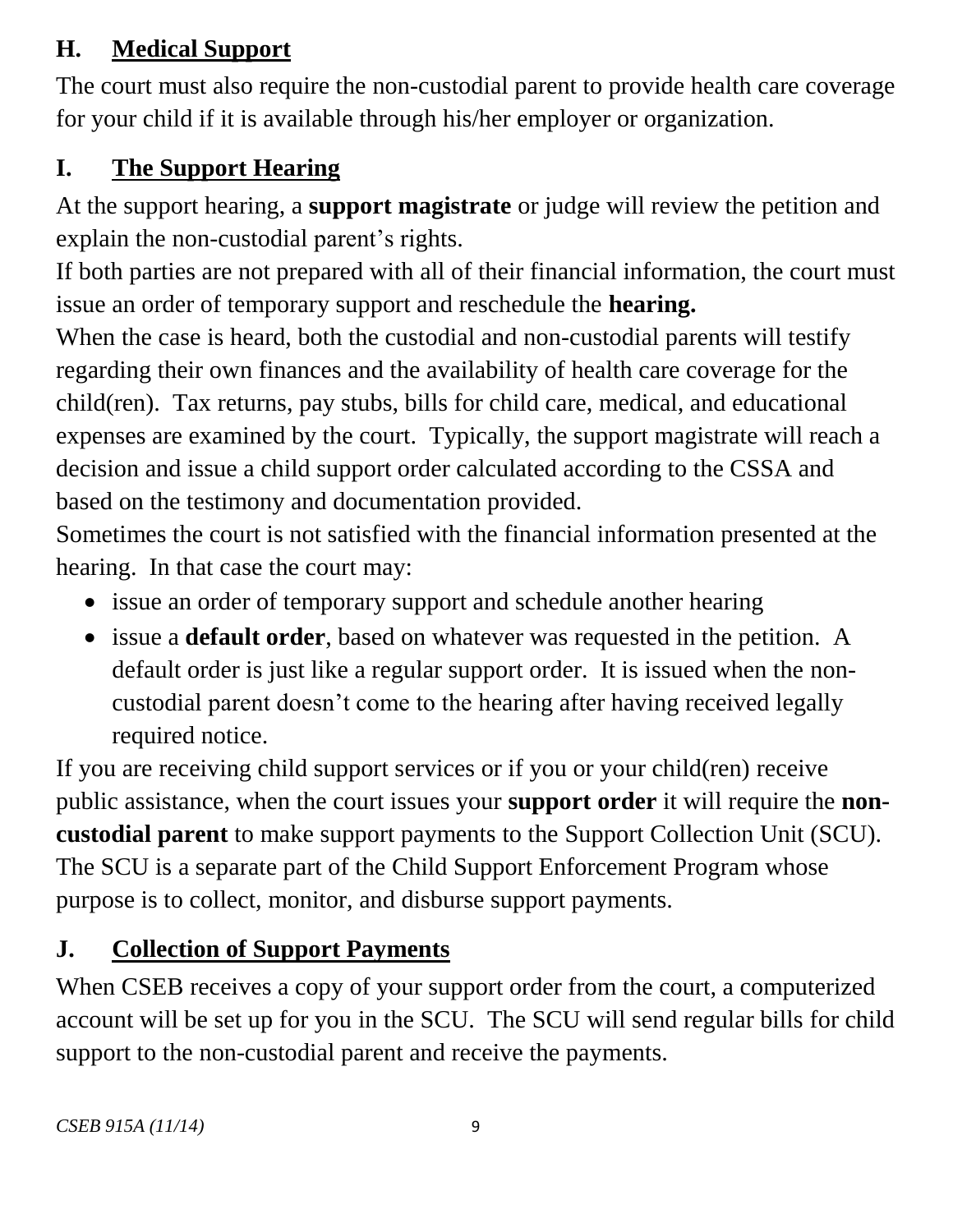## H. Medical Support

The court must also require the non-custodial parent to provide health care coverage for your child if it is available through his/her employer or organization.

## I. The Support Hearing

At the support hearing, a **support magistrate** or judge will review the petition and explain the non-custodial parent's rights.

If both parties are not prepared with all of their financial information, the court must issue an order of temporary support and reschedule the **hearing.**

When the case is heard, both the custodial and non-custodial parents will testify regarding their own finances and the availability of health care coverage for the child(ren). Tax returns, pay stubs, bills for child care, medical, and educational expenses are examined by the court. Typically, the support magistrate will reach a decision and issue a child support order calculated according to the CSSA and based on the testimony and documentation provided.

Sometimes the court is not satisfied with the financial information presented at the hearing. In that case the court may:

- issue an order of temporary support and schedule another hearing
- issue a **default order**, based on whatever was requested in the petition. A default order is just like a regular support order. It is issued when the non-custodial parent doesn't come to the hearing after having received legally required notice.

If you are receiving child support services or if you or your child(ren) receive public assistance, when the court issues your **support order** it will require the **non-custodial parent** to make support payments to the Support Collection Unit (SCU). The SCU is a separate part of the Child Support Enforcement Program whose purpose is to collect, monitor, and disburse support payments.

## J. Collection of Support Payments

When CSEB receives a copy of your support order from the court, a computerized account will be set up for you in the SCU. The SCU will send regular bills for child support to the non-custodial parent and receive the payments.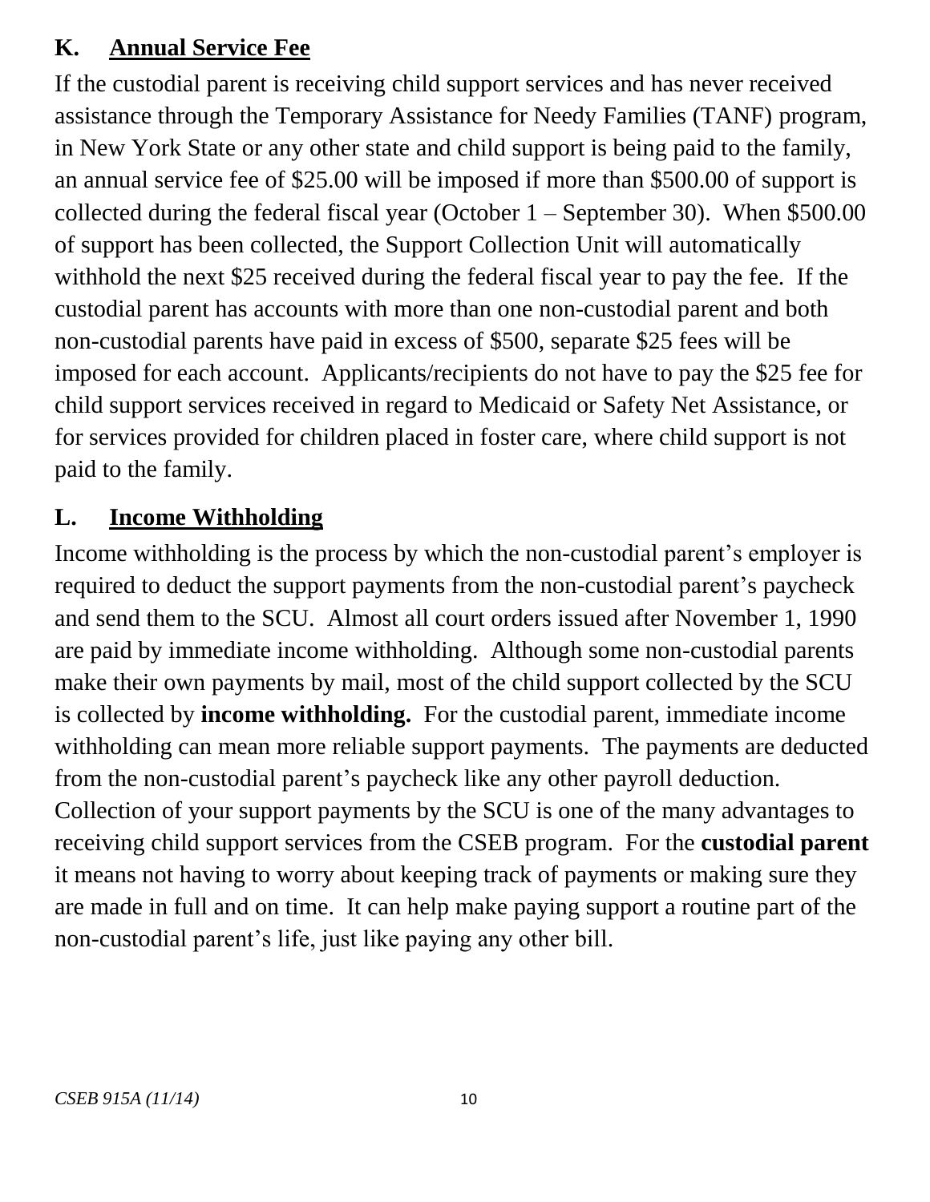## K. <u>Annual Service Fee</u>

If the custodial parent is receiving child support services and has never received assistance through the Temporary Assistance for Needy Families (TANF) program, in New York State or any other state and child support is being paid to the family, an annual service fee of $25.00 will be imposed if more than $500.00 of support is collected during the federal fiscal year (October 1 – September 30). When $500.00 of support has been collected, the Support Collection Unit will automatically withhold the next $25 received during the federal fiscal year to pay the fee. If the custodial parent has accounts with more than one non-custodial parent and both non-custodial parents have paid in excess of $500, separate $25 fees will be imposed for each account. Applicants/recipients do not have to pay the $25 fee for child support services received in regard to Medicaid or Safety Net Assistance, or for services provided for children placed in foster care, where child support is not paid to the family.

## L. <u>Income Withholding</u>

Income withholding is the process by which the non-custodial parent's employer is required to deduct the support payments from the non-custodial parent's paycheck and send them to the SCU. Almost all court orders issued after November 1, 1990 are paid by immediate income withholding. Although some non-custodial parents make their own payments by mail, most of the child support collected by the SCU is collected by **income withholding.** For the custodial parent, immediate income withholding can mean more reliable support payments. The payments are deducted from the non-custodial parent's paycheck like any other payroll deduction. Collection of your support payments by the SCU is one of the many advantages to receiving child support services from the CSEB program. For the **custodial parent** it means not having to worry about keeping track of payments or making sure they are made in full and on time. It can help make paying support a routine part of the non-custodial parent's life, just like paying any other bill.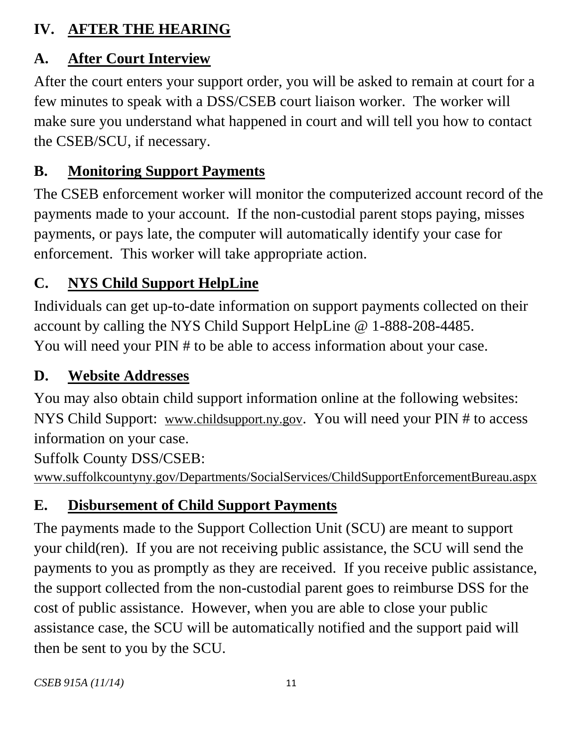## IV. AFTER THE HEARING

### A. After Court Interview

After the court enters your support order, you will be asked to remain at court for a few minutes to speak with a DSS/CSEB court liaison worker. The worker will make sure you understand what happened in court and will tell you how to contact the CSEB/SCU, if necessary.

### B. Monitoring Support Payments

The CSEB enforcement worker will monitor the computerized account record of the payments made to your account. If the non-custodial parent stops paying, misses payments, or pays late, the computer will automatically identify your case for enforcement. This worker will take appropriate action.

### C. NYS Child Support HelpLine

Individuals can get up-to-date information on support payments collected on their account by calling the NYS Child Support HelpLine @ 1-888-208-4485.
You will need your PIN # to be able to access information about your case.

### D. Website Addresses

You may also obtain child support information online at the following websites:
NYS Child Support: www.childsupport.ny.gov. You will need your PIN # to access information on your case.
Suffolk County DSS/CSEB:
www.suffolkcountyny.gov/Departments/SocialServices/ChildSupportEnforcementBureau.aspx

### E. Disbursement of Child Support Payments

The payments made to the Support Collection Unit (SCU) are meant to support your child(ren). If you are not receiving public assistance, the SCU will send the payments to you as promptly as they are received. If you receive public assistance, the support collected from the non-custodial parent goes to reimburse DSS for the cost of public assistance. However, when you are able to close your public assistance case, the SCU will be automatically notified and the support paid will then be sent to you by the SCU.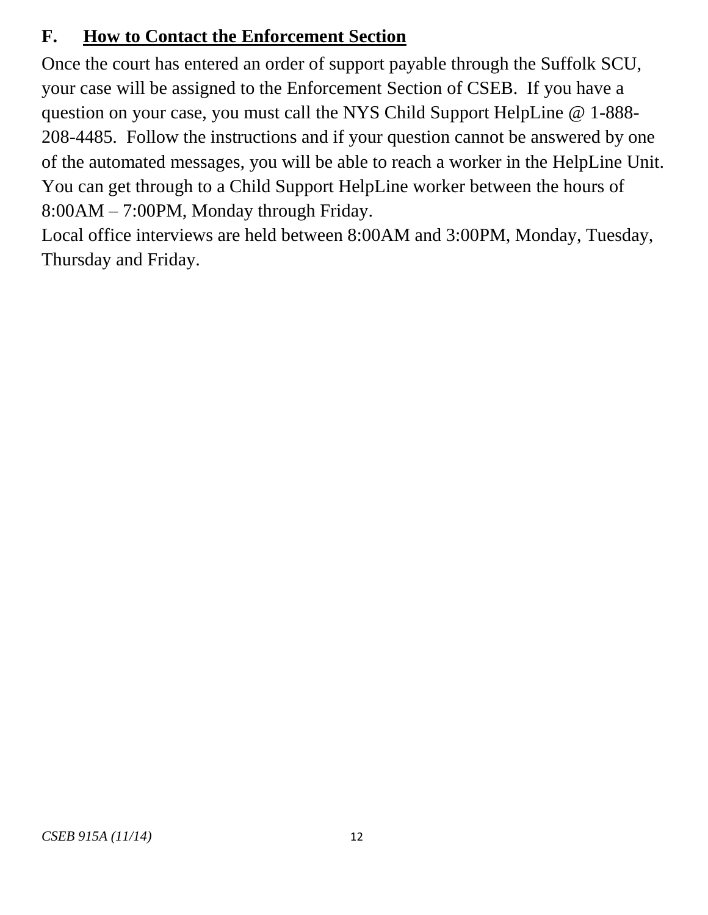## F. How to Contact the Enforcement Section

Once the court has entered an order of support payable through the Suffolk SCU, your case will be assigned to the Enforcement Section of CSEB. If you have a question on your case, you must call the NYS Child Support HelpLine @ 1-888-208-4485. Follow the instructions and if your question cannot be answered by one of the automated messages, you will be able to reach a worker in the HelpLine Unit. You can get through to a Child Support HelpLine worker between the hours of 8:00AM – 7:00PM, Monday through Friday.

Local office interviews are held between 8:00AM and 3:00PM, Monday, Tuesday, Thursday and Friday.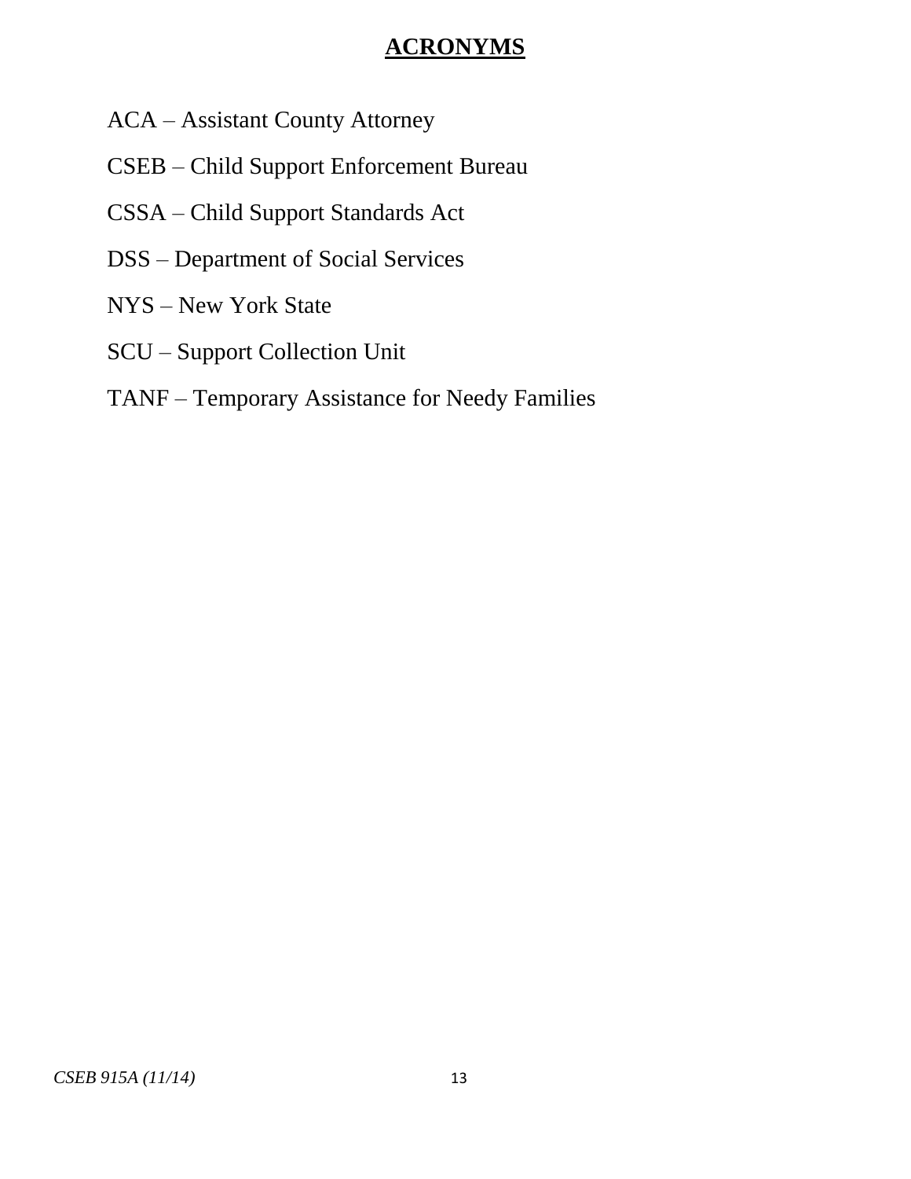# **ACRONYMS**

ACA – Assistant County Attorney

CSEB – Child Support Enforcement Bureau

CSSA – Child Support Standards Act

DSS – Department of Social Services

NYS – New York State

SCU – Support Collection Unit

TANF – Temporary Assistance for Needy Families